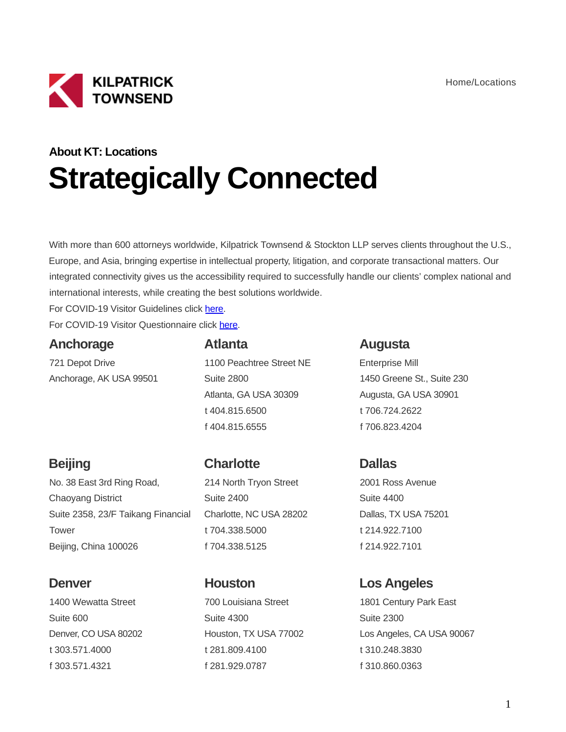KILPATRICK TOWNSEND

Home/Locations

### About KT: Locations

# Strategically Connected

With more than 600 attorneys worldwide, Kilpatrick Townsend & Stockton LLP serves clients throughout the U.S., Europe, and Asia, bringing expertise in intellectual property, litigation, and corporate transactional matters. Our integrated connectivity gives us the accessibility required to successfully handle our clients' complex national and international interests, while creating the best solutions worldwide.

For COVID-19 Visitor Guidelines click here.

For COVID-19 Visitor Questionnaire click here.

## Anchorage

721 Depot Drive
Anchorage, AK USA 99501

## Atlanta

1100 Peachtree Street NE
Suite 2800
Atlanta, GA USA 30309
t 404.815.6500
f 404.815.6555

## Augusta

Enterprise Mill
1450 Greene St., Suite 230
Augusta, GA USA 30901
t 706.724.2622
f 706.823.4204

## Beijing

No. 38 East 3rd Ring Road,
Chaoyang District
Suite 2358, 23/F Taikang Financial Tower
Beijing, China 100026

## Charlotte

214 North Tryon Street
Suite 2400
Charlotte, NC USA 28202
t 704.338.5000
f 704.338.5125

## Dallas

2001 Ross Avenue
Suite 4400
Dallas, TX USA 75201
t 214.922.7100
f 214.922.7101

## Denver

1400 Wewatta Street
Suite 600
Denver, CO USA 80202
t 303.571.4000
f 303.571.4321

## Houston

700 Louisiana Street
Suite 4300
Houston, TX USA 77002
t 281.809.4100
f 281.929.0787

## Los Angeles

1801 Century Park East
Suite 2300
Los Angeles, CA USA 90067
t 310.248.3830
f 310.860.0363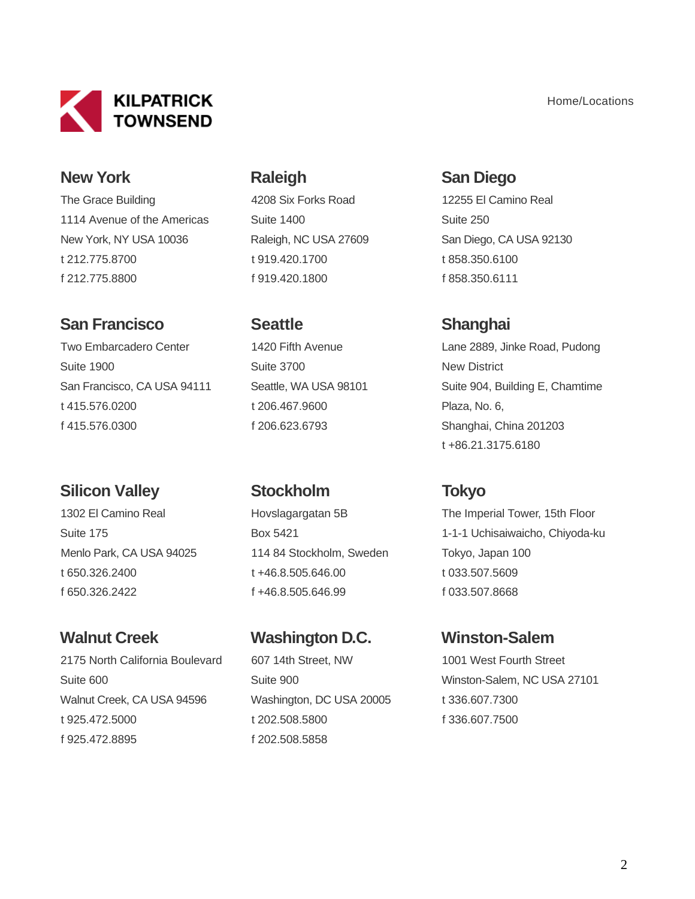KILPATRICK TOWNSEND

Home/Locations

## New York

The Grace Building
1114 Avenue of the Americas
New York, NY USA 10036
t 212.775.8700
f 212.775.8800

## Raleigh

4208 Six Forks Road
Suite 1400
Raleigh, NC USA 27609
t 919.420.1700
f 919.420.1800

## San Diego

12255 El Camino Real
Suite 250
San Diego, CA USA 92130
t 858.350.6100
f 858.350.6111

## San Francisco

Two Embarcadero Center
Suite 1900
San Francisco, CA USA 94111
t 415.576.0200
f 415.576.0300

## Seattle

1420 Fifth Avenue
Suite 3700
Seattle, WA USA 98101
t 206.467.9600
f 206.623.6793

## Shanghai

Lane 2889, Jinke Road, Pudong New District
Suite 904, Building E, Chamtime Plaza, No. 6,
Shanghai, China 201203
t +86.21.3175.6180

## Silicon Valley

1302 El Camino Real
Suite 175
Menlo Park, CA USA 94025
t 650.326.2400
f 650.326.2422

## Stockholm

Hovslagargatan 5B
Box 5421
114 84 Stockholm, Sweden
t +46.8.505.646.00
f +46.8.505.646.99

## Tokyo

The Imperial Tower, 15th Floor
1-1-1 Uchisaiwaicho, Chiyoda-ku
Tokyo, Japan 100
t 033.507.5609
f 033.507.8668

## Walnut Creek

2175 North California Boulevard
Suite 600
Walnut Creek, CA USA 94596
t 925.472.5000
f 925.472.8895

## Washington D.C.

607 14th Street, NW
Suite 900
Washington, DC USA 20005
t 202.508.5800
f 202.508.5858

## Winston-Salem

1001 West Fourth Street
Winston-Salem, NC USA 27101
t 336.607.7300
f 336.607.7500